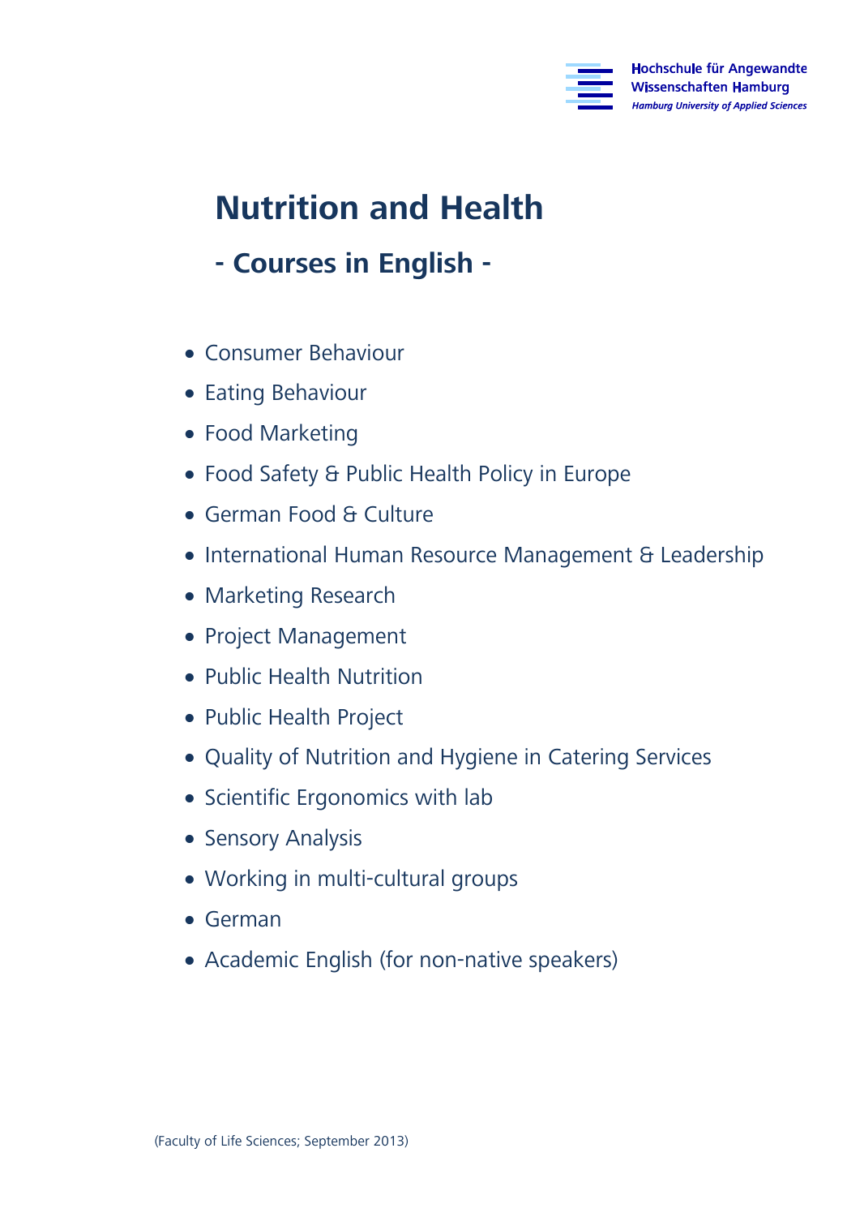Hochschule für Angewandte Wissenschaften Hamburg
*Hamburg University of Applied Sciences*

# Nutrition and Health

## - Courses in English -

- Consumer Behaviour
- Eating Behaviour
- Food Marketing
- Food Safety & Public Health Policy in Europe
- German Food & Culture
- International Human Resource Management & Leadership
- Marketing Research
- Project Management
- Public Health Nutrition
- Public Health Project
- Quality of Nutrition and Hygiene in Catering Services
- Scientific Ergonomics with lab
- Sensory Analysis
- Working in multi-cultural groups
- German
- Academic English (for non-native speakers)

(Faculty of Life Sciences; September 2013)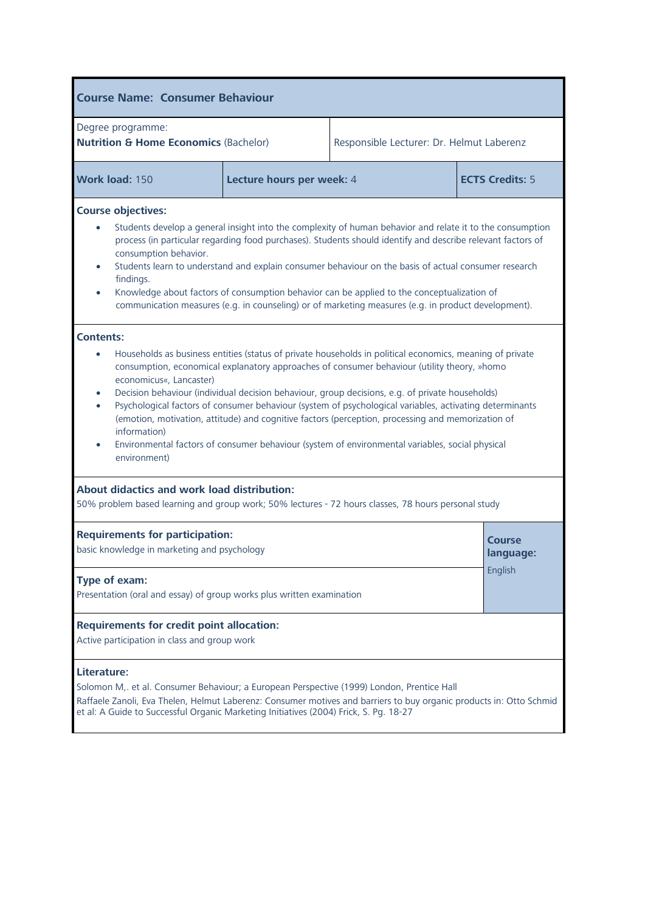## Course Name: Consumer Behaviour

| Degree programme: **Nutrition & Home Economics** (Bachelor) | | Responsible Lecturer: Dr. Helmut Laberenz |
|---|---|---|
| **Work load:** 150 | **Lecture hours per week:** 4 | **ECTS Credits:** 5 |

**Course objectives:**

- Students develop a general insight into the complexity of human behavior and relate it to the consumption process (in particular regarding food purchases). Students should identify and describe relevant factors of consumption behavior.
- Students learn to understand and explain consumer behaviour on the basis of actual consumer research findings.
- Knowledge about factors of consumption behavior can be applied to the conceptualization of communication measures (e.g. in counseling) or of marketing measures (e.g. in product development).

**Contents:**

- Households as business entities (status of private households in political economics, meaning of private consumption, economical explanatory approaches of consumer behaviour (utility theory, »homo economicus«, Lancaster)
- Decision behaviour (individual decision behaviour, group decisions, e.g. of private households)
- Psychological factors of consumer behaviour (system of psychological variables, activating determinants (emotion, motivation, attitude) and cognitive factors (perception, processing and memorization of information)
- Environmental factors of consumer behaviour (system of environmental variables, social physical environment)

**About didactics and work load distribution:**
50% problem based learning and group work; 50% lectures - 72 hours classes, 78 hours personal study

**Requirements for participation:**
basic knowledge in marketing and psychology

**Type of exam:**
Presentation (oral and essay) of group works plus written examination

**Course language:** English

**Requirements for credit point allocation:**
Active participation in class and group work

**Literature:**
Solomon M,. et al. Consumer Behaviour; a European Perspective (1999) London, Prentice Hall
Raffaele Zanoli, Eva Thelen, Helmut Laberenz: Consumer motives and barriers to buy organic products in: Otto Schmid et al: A Guide to Successful Organic Marketing Initiatives (2004) Frick, S. Pg. 18-27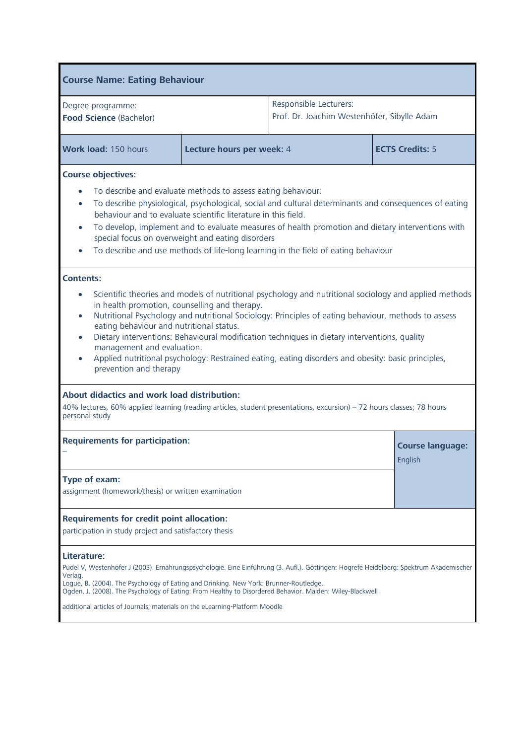## Course Name: Eating Behaviour

| Degree programme: **Food Science** (Bachelor) | Responsible Lecturers: Prof. Dr. Joachim Westenhöfer, Sibylle Adam |
|---|---|

| **Work load:** 150 hours | **Lecture hours per week:** 4 | **ECTS Credits:** 5 |
|---|---|---|

**Course objectives:**

- To describe and evaluate methods to assess eating behaviour.
- To describe physiological, psychological, social and cultural determinants and consequences of eating behaviour and to evaluate scientific literature in this field.
- To develop, implement and to evaluate measures of health promotion and dietary interventions with special focus on overweight and eating disorders
- To describe and use methods of life-long learning in the field of eating behaviour

**Contents:**

- Scientific theories and models of nutritional psychology and nutritional sociology and applied methods in health promotion, counselling and therapy.
- Nutritional Psychology and nutritional Sociology: Principles of eating behaviour, methods to assess eating behaviour and nutritional status.
- Dietary interventions: Behavioural modification techniques in dietary interventions, quality management and evaluation.
- Applied nutritional psychology: Restrained eating, eating disorders and obesity: basic principles, prevention and therapy

**About didactics and work load distribution:**

40% lectures, 60% applied learning (reading articles, student presentations, excursion) – 72 hours classes; 78 hours personal study

**Requirements for participation:**

–

**Course language:** English

**Type of exam:**

assignment (homework/thesis) or written examination

**Requirements for credit point allocation:**

participation in study project and satisfactory thesis

**Literature:**

Pudel V, Westenhöfer J (2003). Ernährungspsychologie. Eine Einführung (3. Aufl.). Göttingen: Hogrefe Heidelberg: Spektrum Akademischer Verlag.
Logue, B. (2004). The Psychology of Eating and Drinking. New York: Brunner-Routledge.
Ogden, J. (2008). The Psychology of Eating: From Healthy to Disordered Behavior. Malden: Wiley-Blackwell

additional articles of Journals; materials on the eLearning-Platform Moodle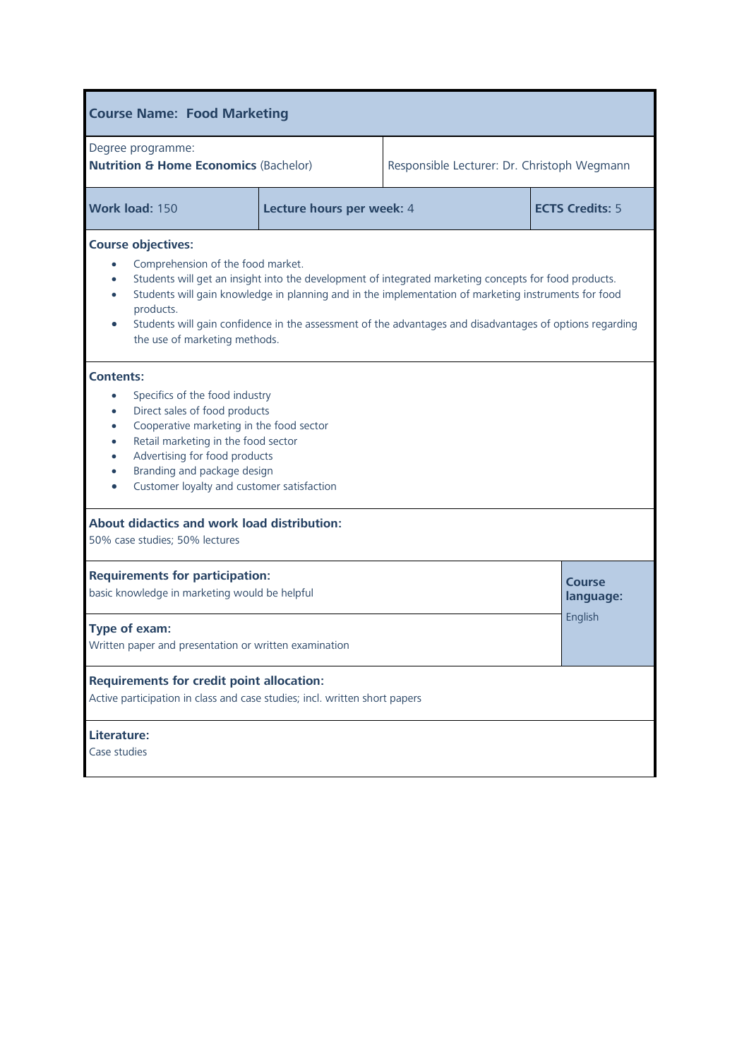## Course Name: Food Marketing

| Degree programme: **Nutrition & Home Economics** (Bachelor) | Responsible Lecturer: Dr. Christoph Wegmann |
|---|---|

| **Work load:** 150 | **Lecture hours per week:** 4 | **ECTS Credits:** 5 |
|---|---|---|

**Course objectives:**

- Comprehension of the food market.
- Students will get an insight into the development of integrated marketing concepts for food products.
- Students will gain knowledge in planning and in the implementation of marketing instruments for food products.
- Students will gain confidence in the assessment of the advantages and disadvantages of options regarding the use of marketing methods.

**Contents:**

- Specifics of the food industry
- Direct sales of food products
- Cooperative marketing in the food sector
- Retail marketing in the food sector
- Advertising for food products
- Branding and package design
- Customer loyalty and customer satisfaction

**About didactics and work load distribution:**
50% case studies; 50% lectures

**Requirements for participation:**
basic knowledge in marketing would be helpful

**Course language:**
English

**Type of exam:**
Written paper and presentation or written examination

**Requirements for credit point allocation:**
Active participation in class and case studies; incl. written short papers

**Literature:**
Case studies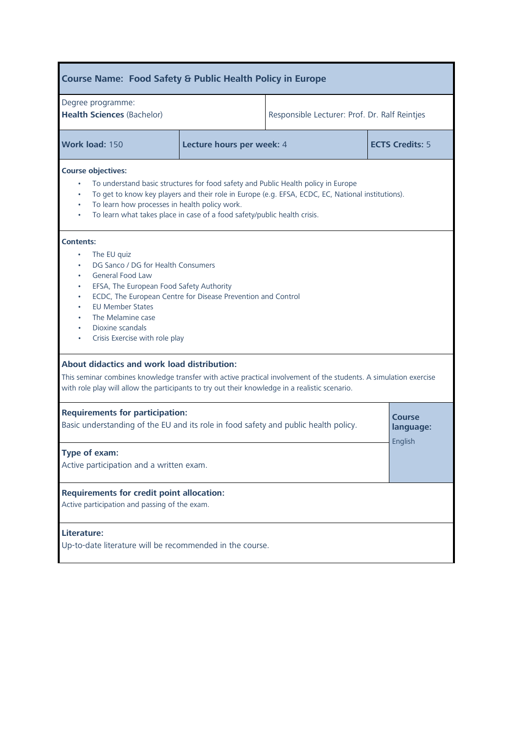## Course Name: Food Safety & Public Health Policy in Europe

| Degree programme: **Health Sciences** (Bachelor) | | Responsible Lecturer: Prof. Dr. Ralf Reintjes |
|---|---|---|
| **Work load:** 150 | **Lecture hours per week:** 4 | **ECTS Credits:** 5 |

**Course objectives:**

- To understand basic structures for food safety and Public Health policy in Europe
- To get to know key players and their role in Europe (e.g. EFSA, ECDC, EC, National institutions).
- To learn how processes in health policy work.
- To learn what takes place in case of a food safety/public health crisis.

**Contents:**

- The EU quiz
- DG Sanco / DG for Health Consumers
- General Food Law
- EFSA, The European Food Safety Authority
- ECDC, The European Centre for Disease Prevention and Control
- EU Member States
- The Melamine case
- Dioxine scandals
- Crisis Exercise with role play

**About didactics and work load distribution:**

This seminar combines knowledge transfer with active practical involvement of the students. A simulation exercise with role play will allow the participants to try out their knowledge in a realistic scenario.

**Requirements for participation:**
Basic understanding of the EU and its role in food safety and public health policy.

**Course language:** English

**Type of exam:**
Active participation and a written exam.

**Requirements for credit point allocation:**
Active participation and passing of the exam.

**Literature:**
Up-to-date literature will be recommended in the course.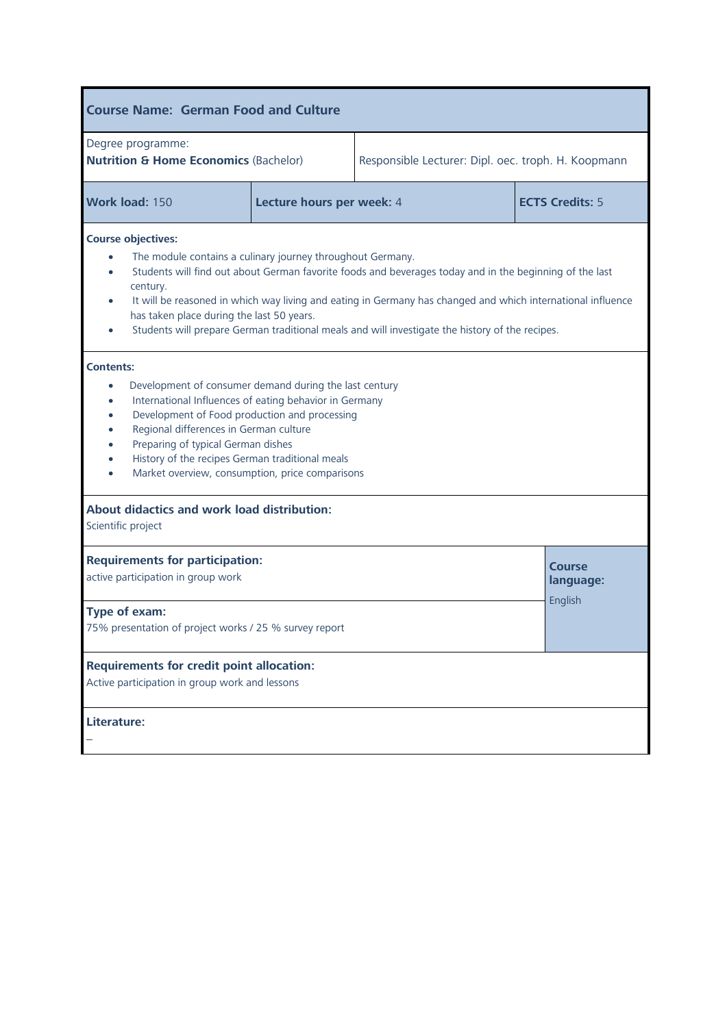## Course Name: German Food and Culture

| Degree programme: **Nutrition & Home Economics** (Bachelor) | Responsible Lecturer: Dipl. oec. troph. H. Koopmann |
|---|---|

| **Work load:** 150 | **Lecture hours per week:** 4 | **ECTS Credits:** 5 |
|---|---|---|

**Course objectives:**

- The module contains a culinary journey throughout Germany.
- Students will find out about German favorite foods and beverages today and in the beginning of the last century.
- It will be reasoned in which way living and eating in Germany has changed and which international influence has taken place during the last 50 years.
- Students will prepare German traditional meals and will investigate the history of the recipes.

**Contents:**

- Development of consumer demand during the last century
- International Influences of eating behavior in Germany
- Development of Food production and processing
- Regional differences in German culture
- Preparing of typical German dishes
- History of the recipes German traditional meals
- Market overview, consumption, price comparisons

**About didactics and work load distribution:**

Scientific project

**Requirements for participation:**

active participation in group work

**Type of exam:**

75% presentation of project works / 25 % survey report

**Course language:**

English

**Requirements for credit point allocation:**

Active participation in group work and lessons

**Literature:**

–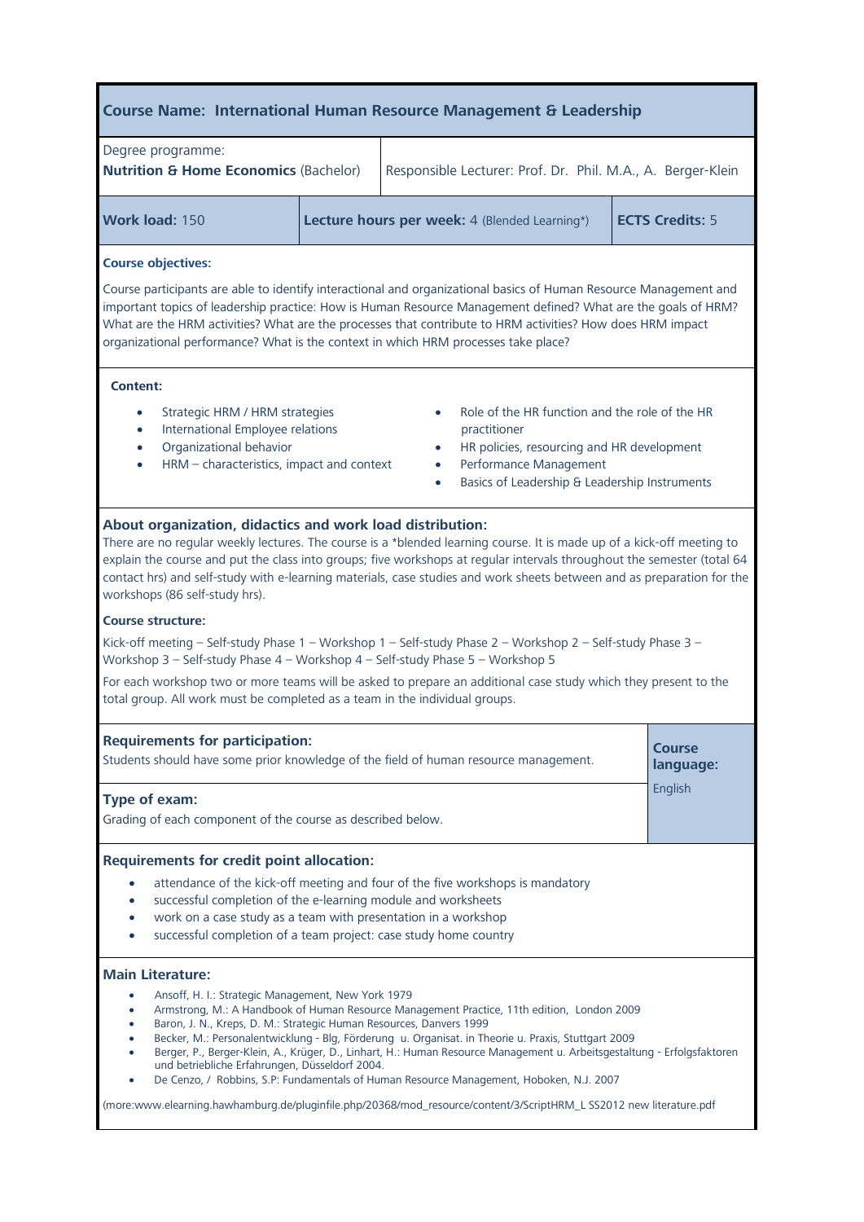## Course Name: International Human Resource Management & Leadership

| Degree programme: **Nutrition & Home Economics** (Bachelor) | Responsible Lecturer: Prof. Dr. Phil. M.A., A. Berger-Klein | |
|---|---|---|
| **Work load:** 150 | **Lecture hours per week:** 4 (Blended Learning*) | **ECTS Credits:** 5 |

**Course objectives:**

Course participants are able to identify interactional and organizational basics of Human Resource Management and important topics of leadership practice: How is Human Resource Management defined? What are the goals of HRM? What are the HRM activities? What are the processes that contribute to HRM activities? How does HRM impact organizational performance? What is the context in which HRM processes take place?

**Content:**

- Strategic HRM / HRM strategies
- International Employee relations
- Organizational behavior
- HRM – characteristics, impact and context
- Role of the HR function and the role of the HR practitioner
- HR policies, resourcing and HR development
- Performance Management
- Basics of Leadership & Leadership Instruments

**About organization, didactics and work load distribution:**

There are no regular weekly lectures. The course is a *blended learning course. It is made up of a kick-off meeting to explain the course and put the class into groups; five workshops at regular intervals throughout the semester (total 64 contact hrs) and self-study with e-learning materials, case studies and work sheets between and as preparation for the workshops (86 self-study hrs).

**Course structure:**

Kick-off meeting – Self-study Phase 1 – Workshop 1 – Self-study Phase 2 – Workshop 2 – Self-study Phase 3 – Workshop 3 – Self-study Phase 4 – Workshop 4 – Self-study Phase 5 – Workshop 5

For each workshop two or more teams will be asked to prepare an additional case study which they present to the total group. All work must be completed as a team in the individual groups.

**Requirements for participation:**
Students should have some prior knowledge of the field of human resource management.

**Type of exam:**
Grading of each component of the course as described below.

**Course language:** English

**Requirements for credit point allocation:**

- attendance of the kick-off meeting and four of the five workshops is mandatory
- successful completion of the e-learning module and worksheets
- work on a case study as a team with presentation in a workshop
- successful completion of a team project: case study home country

**Main Literature:**

- Ansoff, H. I.: Strategic Management, New York 1979
- Armstrong, M.: A Handbook of Human Resource Management Practice, 11th edition, London 2009
- Baron, J. N., Kreps, D. M.: Strategic Human Resources, Danvers 1999
- Becker, M.: Personalentwicklung - Blg, Förderung u. Organisat. in Theorie u. Praxis, Stuttgart 2009
- Berger, P., Berger-Klein, A., Krüger, D., Linhart, H.: Human Resource Management u. Arbeitsgestaltung - Erfolgsfaktoren und betriebliche Erfahrungen, Düsseldorf 2004.
- De Cenzo, / Robbins, S.P: Fundamentals of Human Resource Management, Hoboken, N.J. 2007

(more:www.elearning.hawhamburg.de/pluginfile.php/20368/mod_resource/content/3/ScriptHRM_L SS2012 new literature.pdf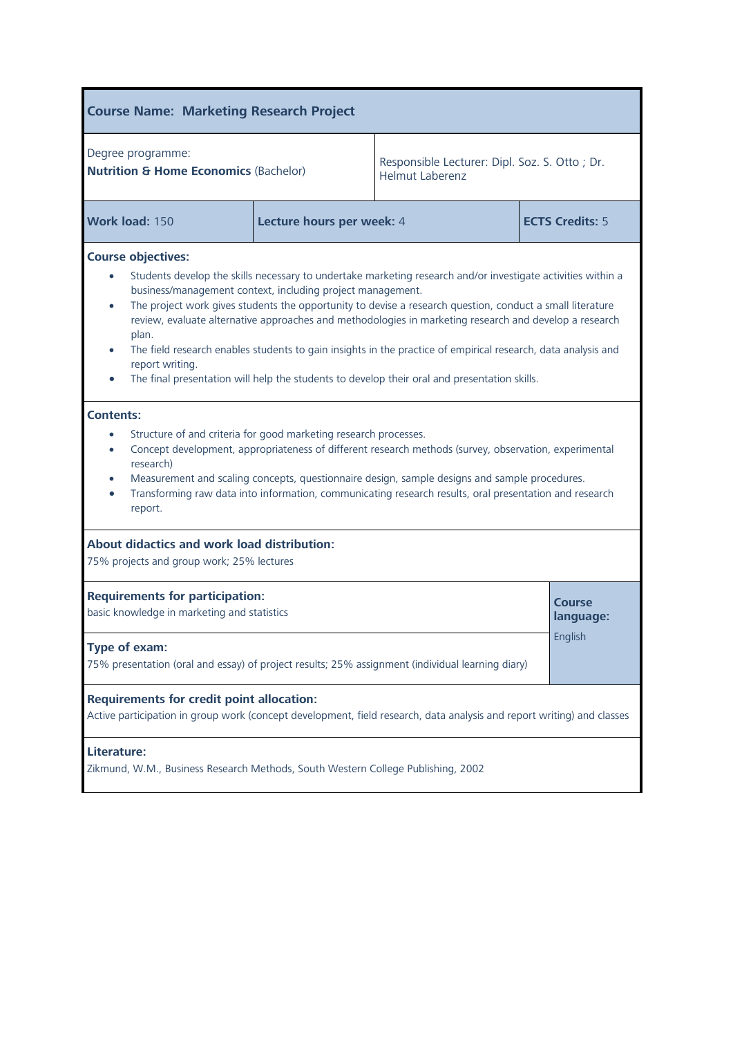## Course Name: Marketing Research Project

| Degree programme: **Nutrition & Home Economics** (Bachelor) | | Responsible Lecturer: Dipl. Soz. S. Otto ; Dr. Helmut Laberenz |
|---|---|---|
| **Work load:** 150 | **Lecture hours per week:** 4 | **ECTS Credits:** 5 |

**Course objectives:**

- Students develop the skills necessary to undertake marketing research and/or investigate activities within a business/management context, including project management.
- The project work gives students the opportunity to devise a research question, conduct a small literature review, evaluate alternative approaches and methodologies in marketing research and develop a research plan.
- The field research enables students to gain insights in the practice of empirical research, data analysis and report writing.
- The final presentation will help the students to develop their oral and presentation skills.

**Contents:**

- Structure of and criteria for good marketing research processes.
- Concept development, appropriateness of different research methods (survey, observation, experimental research)
- Measurement and scaling concepts, questionnaire design, sample designs and sample procedures.
- Transforming raw data into information, communicating research results, oral presentation and research report.

**About didactics and work load distribution:**
75% projects and group work; 25% lectures

**Requirements for participation:**
basic knowledge in marketing and statistics

**Course language:**
English

**Type of exam:**
75% presentation (oral and essay) of project results; 25% assignment (individual learning diary)

**Requirements for credit point allocation:**
Active participation in group work (concept development, field research, data analysis and report writing) and classes

**Literature:**
Zikmund, W.M., Business Research Methods, South Western College Publishing, 2002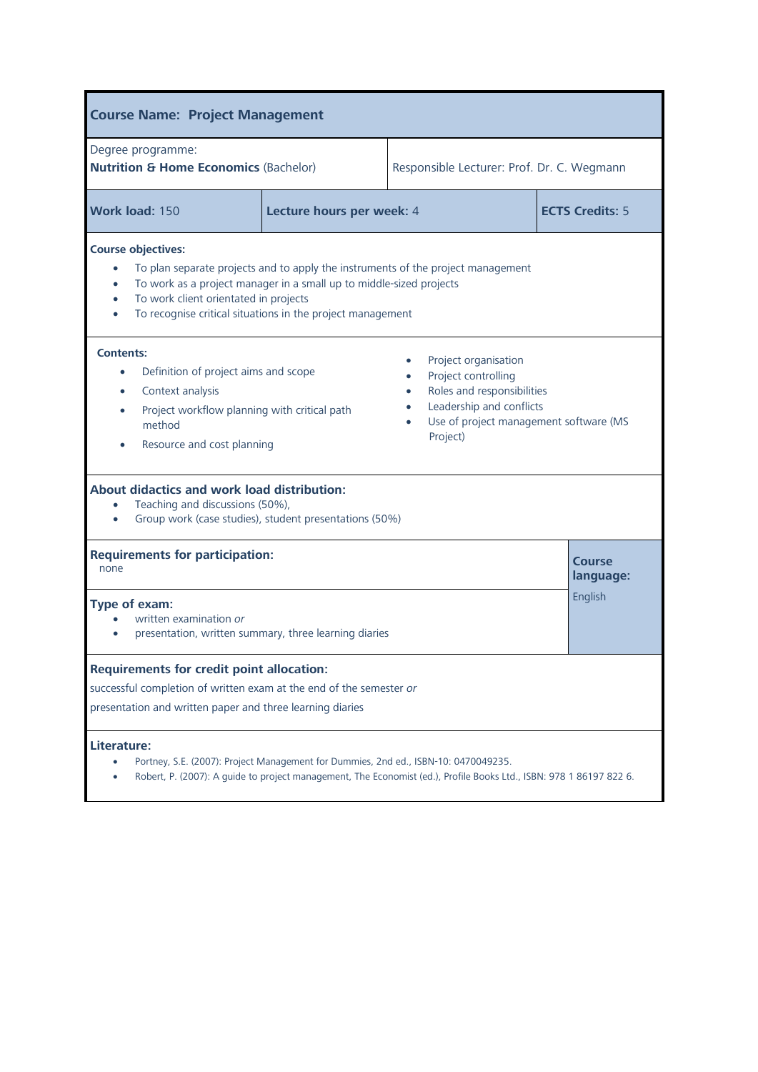## Course Name: Project Management

| Degree programme: **Nutrition & Home Economics** (Bachelor) | Responsible Lecturer: Prof. Dr. C. Wegmann | |
|---|---|---|
| **Work load:** 150 | **Lecture hours per week:** 4 | **ECTS Credits:** 5 |

**Course objectives:**

- To plan separate projects and to apply the instruments of the project management
- To work as a project manager in a small up to middle-sized projects
- To work client orientated in projects
- To recognise critical situations in the project management

**Contents:**

- Definition of project aims and scope
- Context analysis
- Project workflow planning with critical path method
- Resource and cost planning
- Project organisation
- Project controlling
- Roles and responsibilities
- Leadership and conflicts
- Use of project management software (MS Project)

**About didactics and work load distribution:**

- Teaching and discussions (50%),
- Group work (case studies), student presentations (50%)

**Requirements for participation:**
none

**Type of exam:**

- written examination *or*
- presentation, written summary, three learning diaries

**Course language:** English

**Requirements for credit point allocation:**

successful completion of written exam at the end of the semester *or*

presentation and written paper and three learning diaries

**Literature:**

- Portney, S.E. (2007): Project Management for Dummies, 2nd ed., ISBN-10: 0470049235.
- Robert, P. (2007): A guide to project management, The Economist (ed.), Profile Books Ltd., ISBN: 978 1 86197 822 6.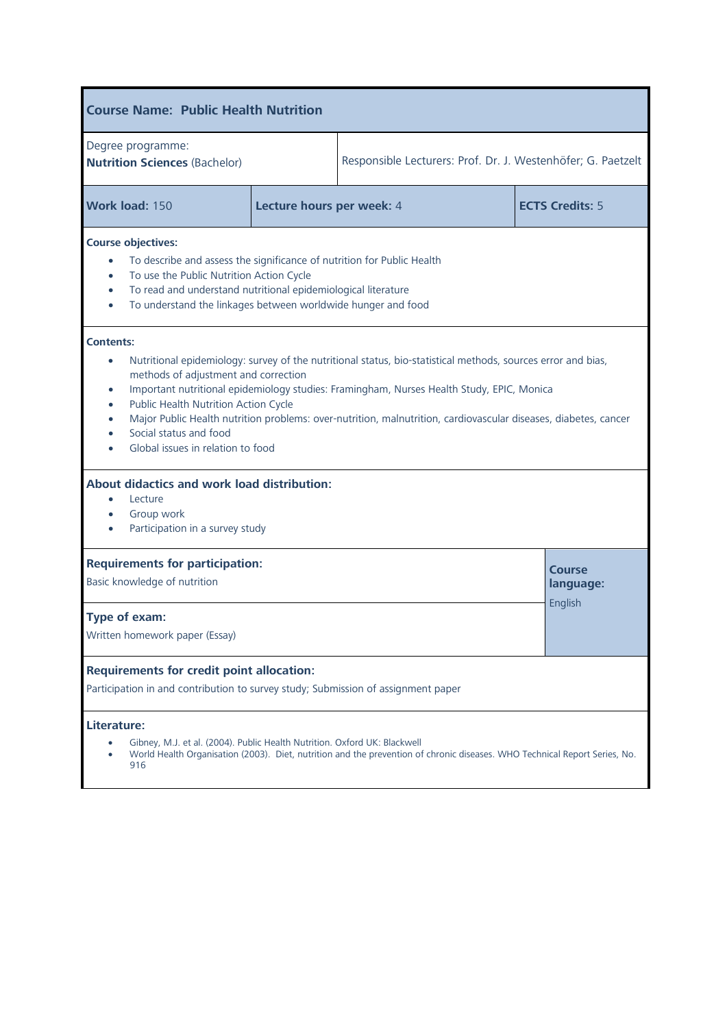## Course Name: Public Health Nutrition

| Degree programme: **Nutrition Sciences** (Bachelor) | Responsible Lecturers: Prof. Dr. J. Westenhöfer; G. Paetzelt |
|---|---|

| **Work load:** 150 | **Lecture hours per week:** 4 | **ECTS Credits:** 5 |
|---|---|---|

**Course objectives:**

- To describe and assess the significance of nutrition for Public Health
- To use the Public Nutrition Action Cycle
- To read and understand nutritional epidemiological literature
- To understand the linkages between worldwide hunger and food

**Contents:**

- Nutritional epidemiology: survey of the nutritional status, bio-statistical methods, sources error and bias, methods of adjustment and correction
- Important nutritional epidemiology studies: Framingham, Nurses Health Study, EPIC, Monica
- Public Health Nutrition Action Cycle
- Major Public Health nutrition problems: over-nutrition, malnutrition, cardiovascular diseases, diabetes, cancer
- Social status and food
- Global issues in relation to food

**About didactics and work load distribution:**

- Lecture
- Group work
- Participation in a survey study

**Requirements for participation:**

Basic knowledge of nutrition

**Type of exam:**

Written homework paper (Essay)

**Course language:**

English

**Requirements for credit point allocation:**

Participation in and contribution to survey study; Submission of assignment paper

**Literature:**

- Gibney, M.J. et al. (2004). Public Health Nutrition. Oxford UK: Blackwell
- World Health Organisation (2003). Diet, nutrition and the prevention of chronic diseases. WHO Technical Report Series, No. 916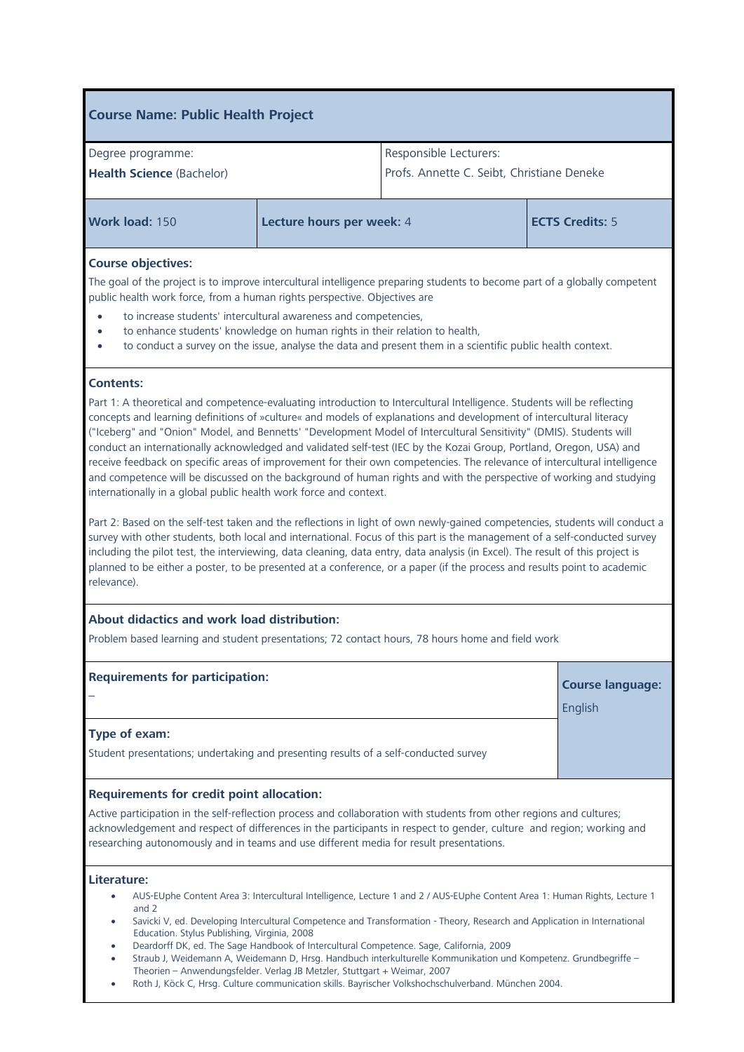## Course Name: Public Health Project

| Degree programme: **Health Science** (Bachelor) | Responsible Lecturers: Profs. Annette C. Seibt, Christiane Deneke |
|---|---|

| **Work load:** 150 | **Lecture hours per week:** 4 | **ECTS Credits:** 5 |
|---|---|---|

**Course objectives:**

The goal of the project is to improve intercultural intelligence preparing students to become part of a globally competent public health work force, from a human rights perspective. Objectives are

- to increase students' intercultural awareness and competencies,
- to enhance students' knowledge on human rights in their relation to health,
- to conduct a survey on the issue, analyse the data and present them in a scientific public health context.

**Contents:**

Part 1: A theoretical and competence-evaluating introduction to Intercultural Intelligence. Students will be reflecting concepts and learning definitions of »culture« and models of explanations and development of intercultural literacy ("Iceberg" and "Onion" Model, and Bennetts' "Development Model of Intercultural Sensitivity" (DMIS). Students will conduct an internationally acknowledged and validated self-test (IEC by the Kozai Group, Portland, Oregon, USA) and receive feedback on specific areas of improvement for their own competencies. The relevance of intercultural intelligence and competence will be discussed on the background of human rights and with the perspective of working and studying internationally in a global public health work force and context.

Part 2: Based on the self-test taken and the reflections in light of own newly-gained competencies, students will conduct a survey with other students, both local and international. Focus of this part is the management of a self-conducted survey including the pilot test, the interviewing, data cleaning, data entry, data analysis (in Excel). The result of this project is planned to be either a poster, to be presented at a conference, or a paper (if the process and results point to academic relevance).

**About didactics and work load distribution:**

Problem based learning and student presentations; 72 contact hours, 78 hours home and field work

**Requirements for participation:**

–

**Course language:** English

**Type of exam:**

Student presentations; undertaking and presenting results of a self-conducted survey

**Requirements for credit point allocation:**

Active participation in the self-reflection process and collaboration with students from other regions and cultures; acknowledgement and respect of differences in the participants in respect to gender, culture and region; working and researching autonomously and in teams and use different media for result presentations.

**Literature:**

- AUS-EUphe Content Area 3: Intercultural Intelligence, Lecture 1 and 2 / AUS-EUphe Content Area 1: Human Rights, Lecture 1 and 2
- Savicki V, ed. Developing Intercultural Competence and Transformation - Theory, Research and Application in International Education. Stylus Publishing, Virginia, 2008
- Deardorff DK, ed. The Sage Handbook of Intercultural Competence. Sage, California, 2009
- Straub J, Weidemann A, Weidemann D, Hrsg. Handbuch interkulturelle Kommunikation und Kompetenz. Grundbegriffe – Theorien – Anwendungsfelder. Verlag JB Metzler, Stuttgart + Weimar, 2007
- Roth J, Köck C, Hrsg. Culture communication skills. Bayrischer Volkshochschulverband. München 2004.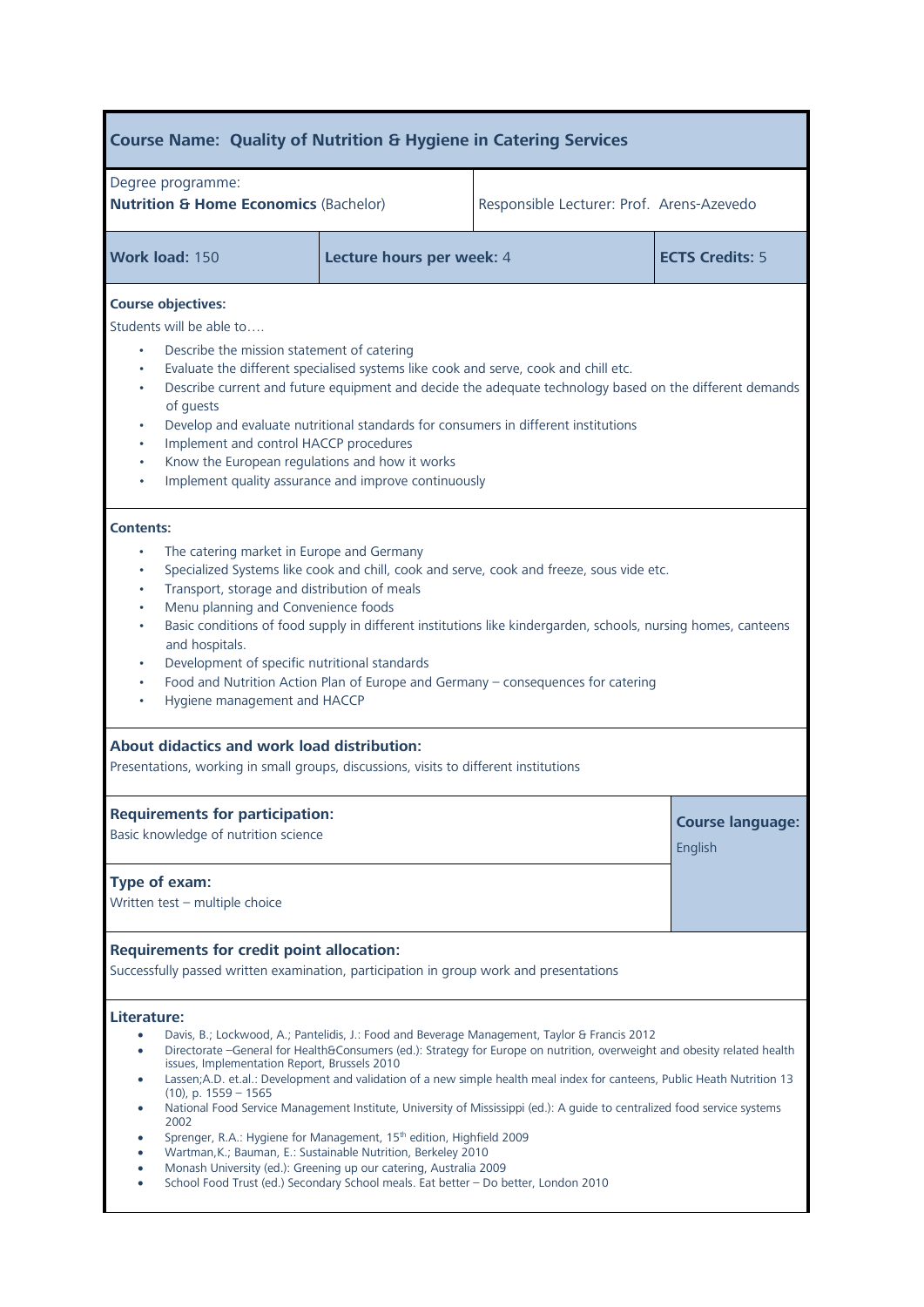## Course Name: Quality of Nutrition & Hygiene in Catering Services

| Degree programme: **Nutrition & Home Economics** (Bachelor) | | Responsible Lecturer: Prof. Arens-Azevedo |
|---|---|---|
| **Work load:** 150 | **Lecture hours per week:** 4 | **ECTS Credits:** 5 |

**Course objectives:**

Students will be able to….

- Describe the mission statement of catering
- Evaluate the different specialised systems like cook and serve, cook and chill etc.
- Describe current and future equipment and decide the adequate technology based on the different demands of guests
- Develop and evaluate nutritional standards for consumers in different institutions
- Implement and control HACCP procedures
- Know the European regulations and how it works
- Implement quality assurance and improve continuously

**Contents:**

- The catering market in Europe and Germany
- Specialized Systems like cook and chill, cook and serve, cook and freeze, sous vide etc.
- Transport, storage and distribution of meals
- Menu planning and Convenience foods
- Basic conditions of food supply in different institutions like kindergarden, schools, nursing homes, canteens and hospitals.
- Development of specific nutritional standards
- Food and Nutrition Action Plan of Europe and Germany – consequences for catering
- Hygiene management and HACCP

**About didactics and work load distribution:**

Presentations, working in small groups, discussions, visits to different institutions

**Requirements for participation:**

Basic knowledge of nutrition science

**Course language:** English

**Type of exam:**

Written test – multiple choice

**Requirements for credit point allocation:**

Successfully passed written examination, participation in group work and presentations

**Literature:**

- Davis, B.; Lockwood, A.; Pantelidis, J.: Food and Beverage Management, Taylor & Francis 2012
- Directorate –General for Health&Consumers (ed.): Strategy for Europe on nutrition, overweight and obesity related health issues, Implementation Report, Brussels 2010
- Lassen;A.D. et.al.: Development and validation of a new simple health meal index for canteens, Public Heath Nutrition 13 (10), p. 1559 – 1565
- National Food Service Management Institute, University of Mississippi (ed.): A guide to centralized food service systems 2002
- Sprenger, R.A.: Hygiene for Management, 15th edition, Highfield 2009
- Wartman,K.; Bauman, E.: Sustainable Nutrition, Berkeley 2010
- Monash University (ed.): Greening up our catering, Australia 2009
- School Food Trust (ed.) Secondary School meals. Eat better – Do better, London 2010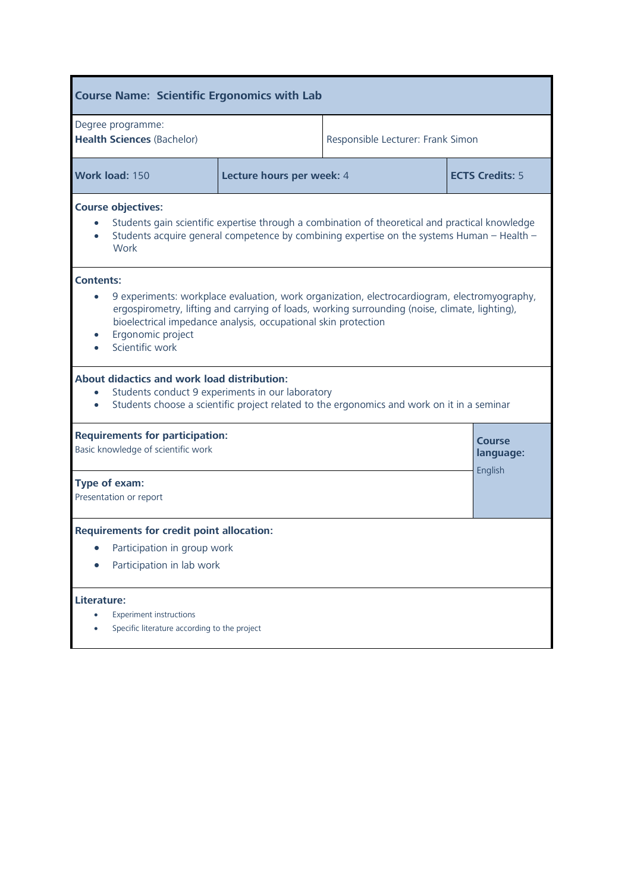## Course Name: Scientific Ergonomics with Lab

| Degree programme: **Health Sciences** (Bachelor) | Responsible Lecturer: Frank Simon |
|---|---|

| **Work load:** 150 | **Lecture hours per week:** 4 | **ECTS Credits:** 5 |
|---|---|---|

**Course objectives:**

- Students gain scientific expertise through a combination of theoretical and practical knowledge
- Students acquire general competence by combining expertise on the systems Human – Health – Work

**Contents:**

- 9 experiments: workplace evaluation, work organization, electrocardiogram, electromyography, ergospirometry, lifting and carrying of loads, working surrounding (noise, climate, lighting), bioelectrical impedance analysis, occupational skin protection
- Ergonomic project
- Scientific work

**About didactics and work load distribution:**

- Students conduct 9 experiments in our laboratory
- Students choose a scientific project related to the ergonomics and work on it in a seminar

**Requirements for participation:**
Basic knowledge of scientific work

**Type of exam:**
Presentation or report

**Course language:**
English

**Requirements for credit point allocation:**

- Participation in group work
- Participation in lab work

**Literature:**

- Experiment instructions
- Specific literature according to the project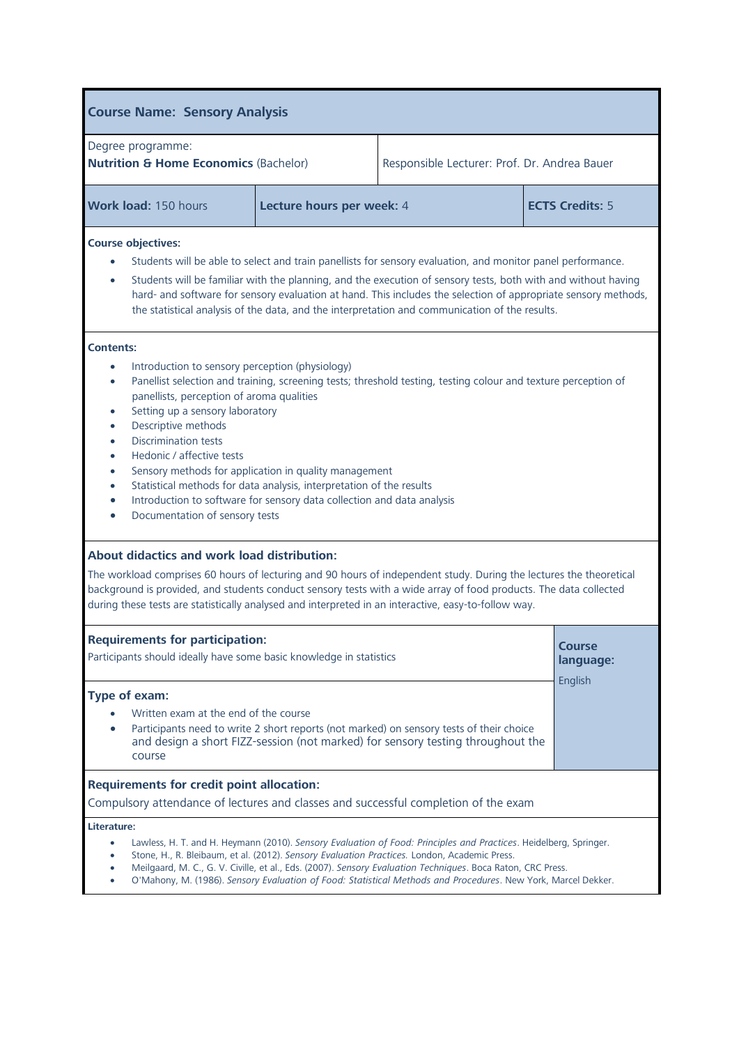## Course Name: Sensory Analysis

| Degree programme: **Nutrition & Home Economics** (Bachelor) | | Responsible Lecturer: Prof. Dr. Andrea Bauer |
|---|---|---|
| **Work load:** 150 hours | **Lecture hours per week:** 4 | **ECTS Credits:** 5 |

**Course objectives:**

- Students will be able to select and train panellists for sensory evaluation, and monitor panel performance.
- Students will be familiar with the planning, and the execution of sensory tests, both with and without having hard- and software for sensory evaluation at hand. This includes the selection of appropriate sensory methods, the statistical analysis of the data, and the interpretation and communication of the results.

**Contents:**

- Introduction to sensory perception (physiology)
- Panellist selection and training, screening tests; threshold testing, testing colour and texture perception of panellists, perception of aroma qualities
- Setting up a sensory laboratory
- Descriptive methods
- Discrimination tests
- Hedonic / affective tests
- Sensory methods for application in quality management
- Statistical methods for data analysis, interpretation of the results
- Introduction to software for sensory data collection and data analysis
- Documentation of sensory tests

**About didactics and work load distribution:**

The workload comprises 60 hours of lecturing and 90 hours of independent study. During the lectures the theoretical background is provided, and students conduct sensory tests with a wide array of food products. The data collected during these tests are statistically analysed and interpreted in an interactive, easy-to-follow way.

**Requirements for participation:**

Participants should ideally have some basic knowledge in statistics

**Course language:** English

**Type of exam:**

- Written exam at the end of the course
- Participants need to write 2 short reports (not marked) on sensory tests of their choice and design a short FIZZ-session (not marked) for sensory testing throughout the course

**Requirements for credit point allocation:**

Compulsory attendance of lectures and classes and successful completion of the exam

**Literature:**

- Lawless, H. T. and H. Heymann (2010). *Sensory Evaluation of Food: Principles and Practices*. Heidelberg, Springer.
- Stone, H., R. Bleibaum, et al. (2012). *Sensory Evaluation Practices.* London, Academic Press.
- Meilgaard, M. C., G. V. Civille, et al., Eds. (2007). *Sensory Evaluation Techniques*. Boca Raton, CRC Press.
- O'Mahony, M. (1986). *Sensory Evaluation of Food: Statistical Methods and Procedures*. New York, Marcel Dekker.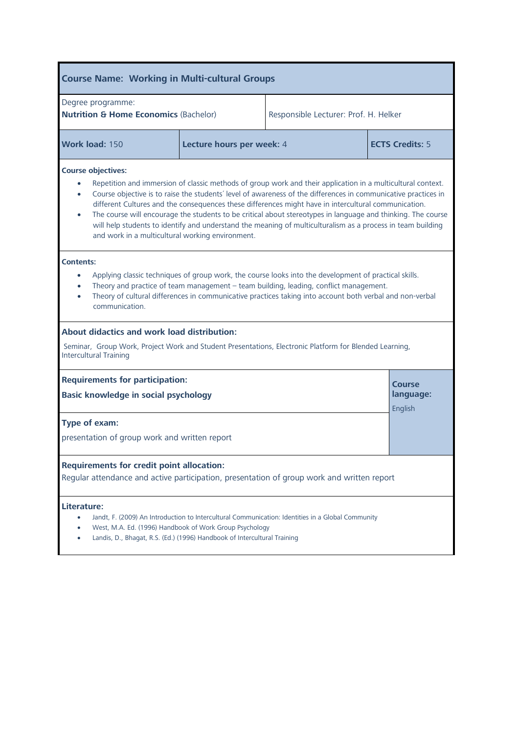## Course Name: Working in Multi-cultural Groups

| Degree programme: **Nutrition & Home Economics** (Bachelor) | | Responsible Lecturer: Prof. H. Helker |
|---|---|---|
| **Work load:** 150 | **Lecture hours per week:** 4 | **ECTS Credits:** 5 |

**Course objectives:**

- Repetition and immersion of classic methods of group work and their application in a multicultural context.
- Course objective is to raise the students´ level of awareness of the differences in communicative practices in different Cultures and the consequences these differences might have in intercultural communication.
- The course will encourage the students to be critical about stereotypes in language and thinking. The course will help students to identify and understand the meaning of multiculturalism as a process in team building and work in a multicultural working environment.

**Contents:**

- Applying classic techniques of group work, the course looks into the development of practical skills.
- Theory and practice of team management – team building, leading, conflict management.
- Theory of cultural differences in communicative practices taking into account both verbal and non-verbal communication.

**About didactics and work load distribution:**

Seminar, Group Work, Project Work and Student Presentations, Electronic Platform for Blended Learning, Intercultural Training

**Requirements for participation:**

**Basic knowledge in social psychology**

**Course language:** English

**Type of exam:**

presentation of group work and written report

**Requirements for credit point allocation:**

Regular attendance and active participation, presentation of group work and written report

**Literature:**

- Jandt, F. (2009) An Introduction to Intercultural Communication: Identities in a Global Community
- West, M.A. Ed. (1996) Handbook of Work Group Psychology
- Landis, D., Bhagat, R.S. (Ed.) (1996) Handbook of Intercultural Training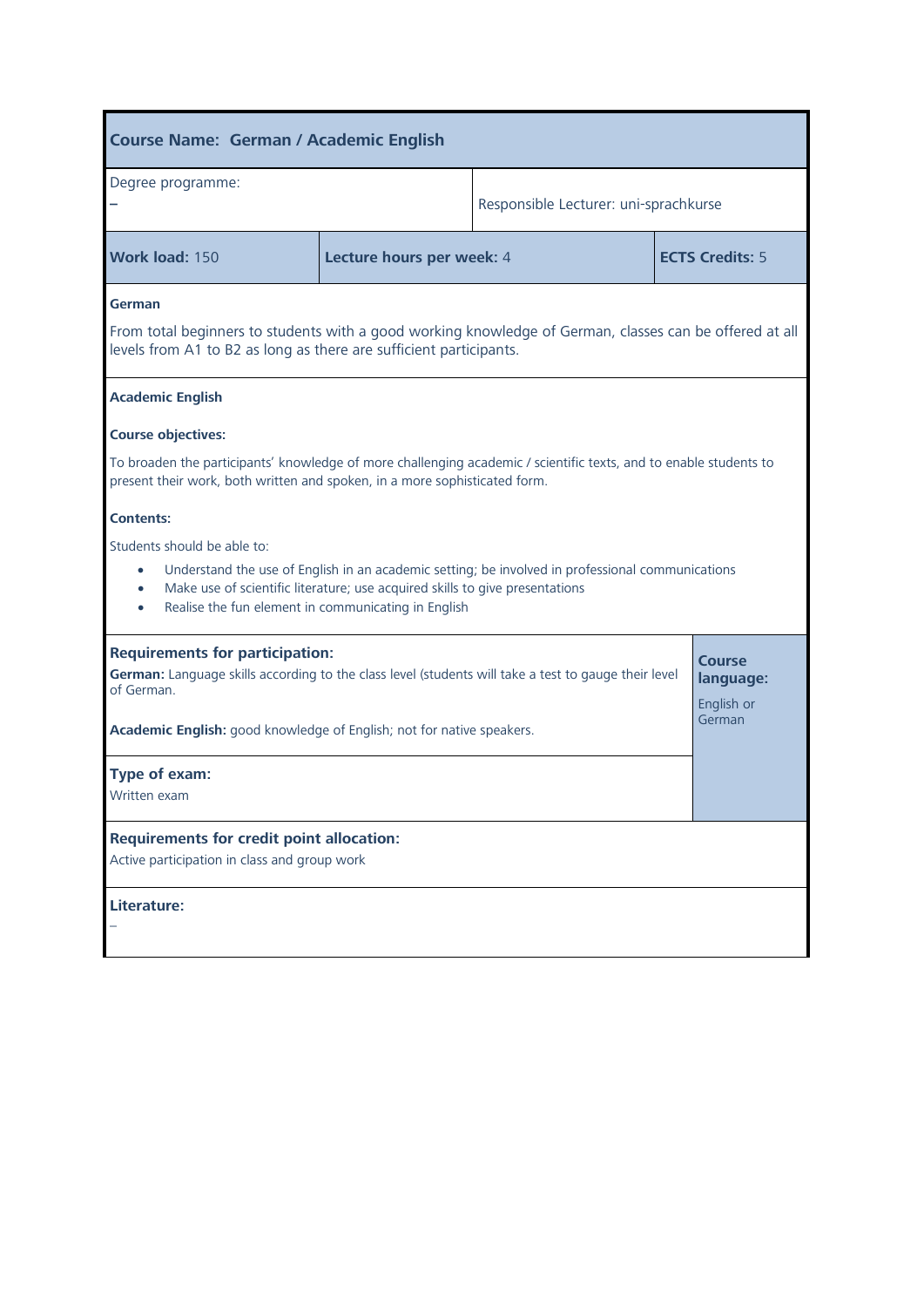## Course Name: German / Academic English

Degree programme:
–

Responsible Lecturer: uni-sprachkurse

| Work load: 150 | Lecture hours per week: 4 | ECTS Credits: 5 |
|---|---|---|

**German**

From total beginners to students with a good working knowledge of German, classes can be offered at all levels from A1 to B2 as long as there are sufficient participants.

**Academic English**

**Course objectives:**

To broaden the participants' knowledge of more challenging academic / scientific texts, and to enable students to present their work, both written and spoken, in a more sophisticated form.

**Contents:**

Students should be able to:

- Understand the use of English in an academic setting; be involved in professional communications
- Make use of scientific literature; use acquired skills to give presentations
- Realise the fun element in communicating in English

**Requirements for participation:**

**German:** Language skills according to the class level (students will take a test to gauge their level of German.

**Academic English:** good knowledge of English; not for native speakers.

**Course language:**

English or German

**Type of exam:**

Written exam

**Requirements for credit point allocation:**

Active participation in class and group work

**Literature:**

–